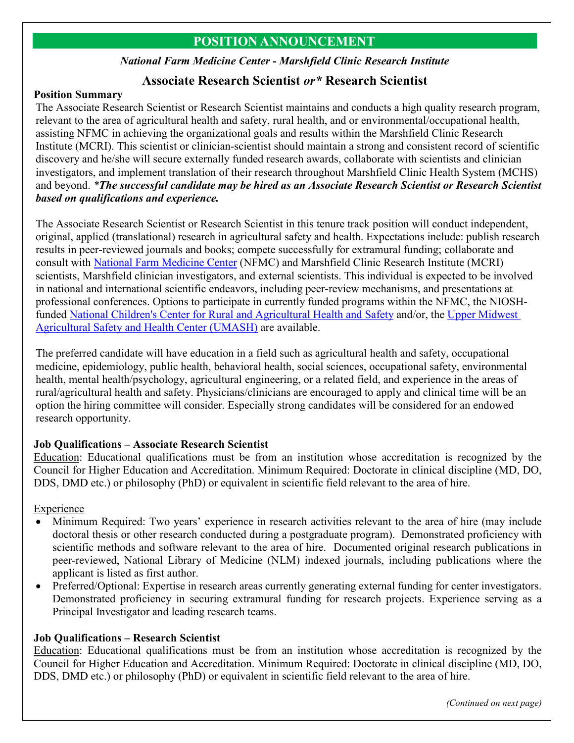# POSITION ANNOUNCEMENT

*National Farm Medicine Center - Marshfield Clinic Research Institute*

## Associate Research Scientist *or\** Research Scientist

**Position Summary**

The Associate Research Scientist or Research Scientist maintains and conducts a high quality research program, relevant to the area of agricultural health and safety, rural health, and or environmental/occupational health, assisting NFMC in achieving the organizational goals and results within the Marshfield Clinic Research Institute (MCRI). This scientist or clinician-scientist should maintain a strong and consistent record of scientific discovery and he/she will secure externally funded research awards, collaborate with scientists and clinician investigators, and implement translation of their research throughout Marshfield Clinic Health System (MCHS) and beyond. ***The successful candidate may be hired as an Associate Research Scientist or Research Scientist based on qualifications and experience.***

The Associate Research Scientist or Research Scientist in this tenure track position will conduct independent, original, applied (translational) research in agricultural safety and health. Expectations include: publish research results in peer-reviewed journals and books; compete successfully for extramural funding; collaborate and consult with National Farm Medicine Center (NFMC) and Marshfield Clinic Research Institute (MCRI) scientists, Marshfield clinician investigators, and external scientists. This individual is expected to be involved in national and international scientific endeavors, including peer-review mechanisms, and presentations at professional conferences. Options to participate in currently funded programs within the NFMC, the NIOSH-funded National Children's Center for Rural and Agricultural Health and Safety and/or, the Upper Midwest Agricultural Safety and Health Center (UMASH) are available.

The preferred candidate will have education in a field such as agricultural health and safety, occupational medicine, epidemiology, public health, behavioral health, social sciences, occupational safety, environmental health, mental health/psychology, agricultural engineering, or a related field, and experience in the areas of rural/agricultural health and safety. Physicians/clinicians are encouraged to apply and clinical time will be an option the hiring committee will consider. Especially strong candidates will be considered for an endowed research opportunity.

### Job Qualifications – Associate Research Scientist

Education: Educational qualifications must be from an institution whose accreditation is recognized by the Council for Higher Education and Accreditation. Minimum Required: Doctorate in clinical discipline (MD, DO, DDS, DMD etc.) or philosophy (PhD) or equivalent in scientific field relevant to the area of hire.

Experience

- Minimum Required: Two years' experience in research activities relevant to the area of hire (may include doctoral thesis or other research conducted during a postgraduate program). Demonstrated proficiency with scientific methods and software relevant to the area of hire. Documented original research publications in peer-reviewed, National Library of Medicine (NLM) indexed journals, including publications where the applicant is listed as first author.
- Preferred/Optional: Expertise in research areas currently generating external funding for center investigators. Demonstrated proficiency in securing extramural funding for research projects. Experience serving as a Principal Investigator and leading research teams.

### Job Qualifications – Research Scientist

Education: Educational qualifications must be from an institution whose accreditation is recognized by the Council for Higher Education and Accreditation. Minimum Required: Doctorate in clinical discipline (MD, DO, DDS, DMD etc.) or philosophy (PhD) or equivalent in scientific field relevant to the area of hire.

*(Continued on next page)*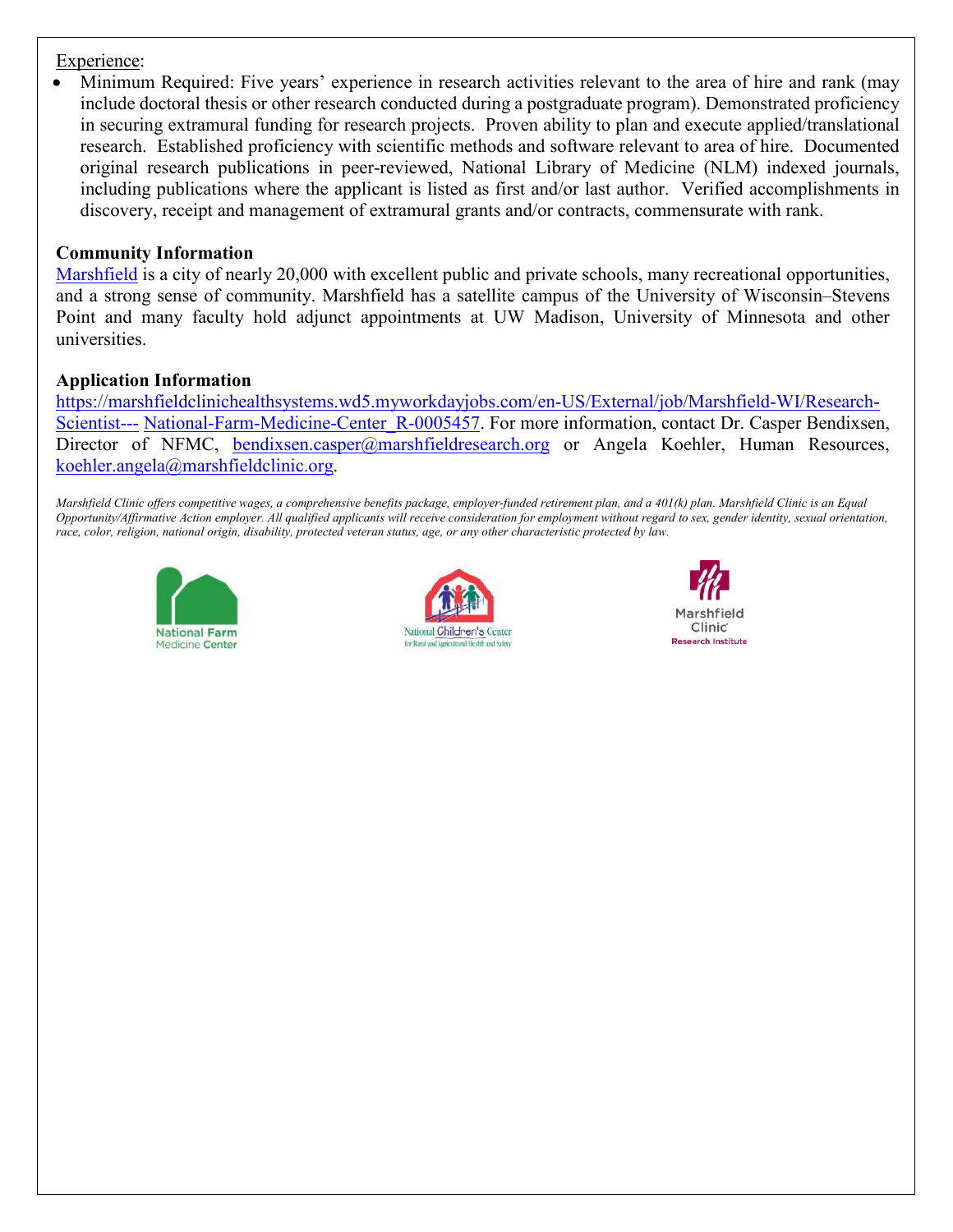Experience:

- Minimum Required: Five years' experience in research activities relevant to the area of hire and rank (may include doctoral thesis or other research conducted during a postgraduate program). Demonstrated proficiency in securing extramural funding for research projects. Proven ability to plan and execute applied/translational research. Established proficiency with scientific methods and software relevant to area of hire. Documented original research publications in peer-reviewed, National Library of Medicine (NLM) indexed journals, including publications where the applicant is listed as first and/or last author. Verified accomplishments in discovery, receipt and management of extramural grants and/or contracts, commensurate with rank.

**Community Information**

Marshfield is a city of nearly 20,000 with excellent public and private schools, many recreational opportunities, and a strong sense of community. Marshfield has a satellite campus of the University of Wisconsin–Stevens Point and many faculty hold adjunct appointments at UW Madison, University of Minnesota and other universities.

**Application Information**

https://marshfieldclinichealthsystems.wd5.myworkdayjobs.com/en-US/External/job/Marshfield-WI/Research-Scientist--- National-Farm-Medicine-Center_R-0005457. For more information, contact Dr. Casper Bendixsen, Director of NFMC, bendixsen.casper@marshfieldresearch.org or Angela Koehler, Human Resources, koehler.angela@marshfieldclinic.org.

*Marshfield Clinic offers competitive wages, a comprehensive benefits package, employer-funded retirement plan, and a 401(k) plan. Marshfield Clinic is an Equal Opportunity/Affirmative Action employer. All qualified applicants will receive consideration for employment without regard to sex, gender identity, sexual orientation, race, color, religion, national origin, disability, protected veteran status, age, or any other characteristic protected by law.*

National Farm Medicine Center

National Children's Center for Rural and Agricultural Health and Safety

Marshfield Clinic Research Institute